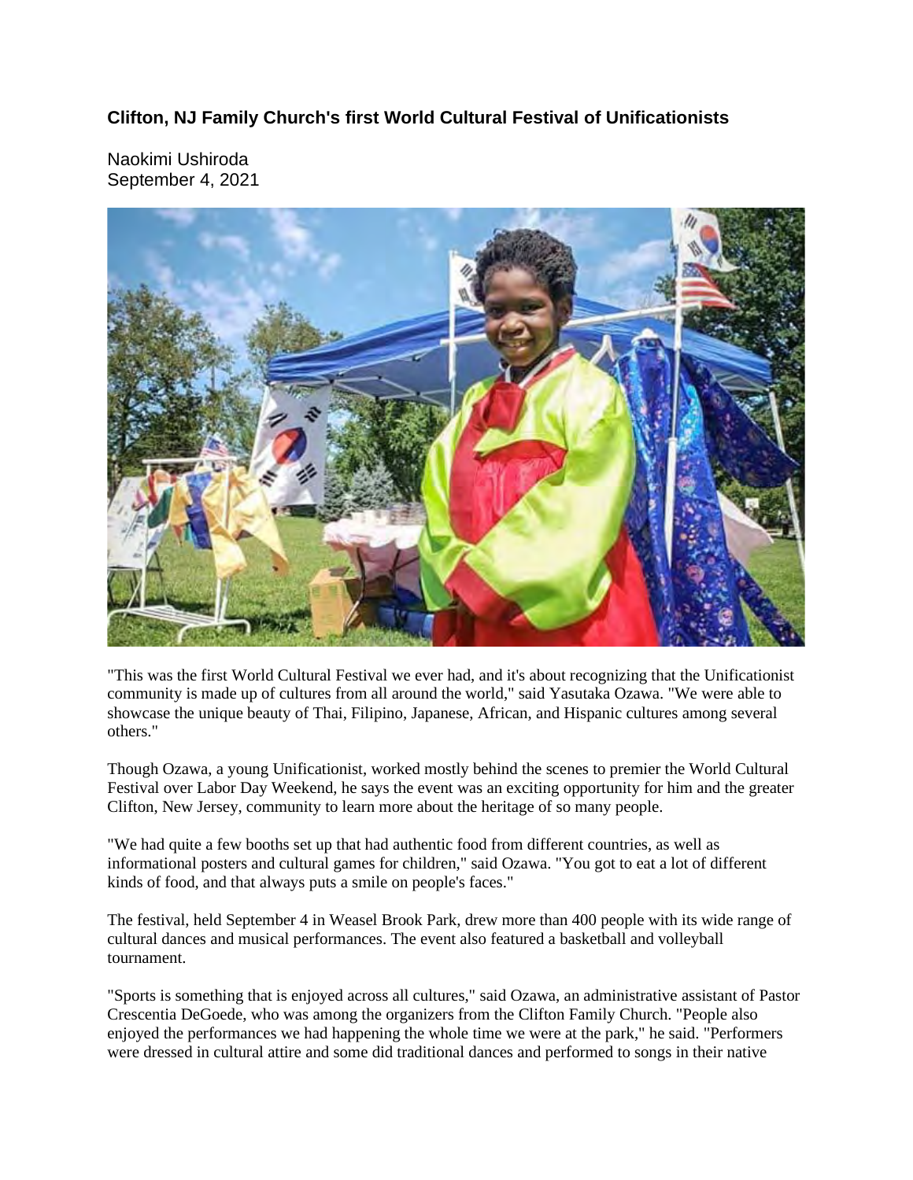**Clifton, NJ Family Church's first World Cultural Festival of Unificationists**

Naokimi Ushiroda
September 4, 2021

"This was the first World Cultural Festival we ever had, and it's about recognizing that the Unificationist community is made up of cultures from all around the world," said Yasutaka Ozawa. "We were able to showcase the unique beauty of Thai, Filipino, Japanese, African, and Hispanic cultures among several others."

Though Ozawa, a young Unificationist, worked mostly behind the scenes to premier the World Cultural Festival over Labor Day Weekend, he says the event was an exciting opportunity for him and the greater Clifton, New Jersey, community to learn more about the heritage of so many people.

"We had quite a few booths set up that had authentic food from different countries, as well as informational posters and cultural games for children," said Ozawa. "You got to eat a lot of different kinds of food, and that always puts a smile on people's faces."

The festival, held September 4 in Weasel Brook Park, drew more than 400 people with its wide range of cultural dances and musical performances. The event also featured a basketball and volleyball tournament.

"Sports is something that is enjoyed across all cultures," said Ozawa, an administrative assistant of Pastor Crescentia DeGoede, who was among the organizers from the Clifton Family Church. "People also enjoyed the performances we had happening the whole time we were at the park," he said. "Performers were dressed in cultural attire and some did traditional dances and performed to songs in their native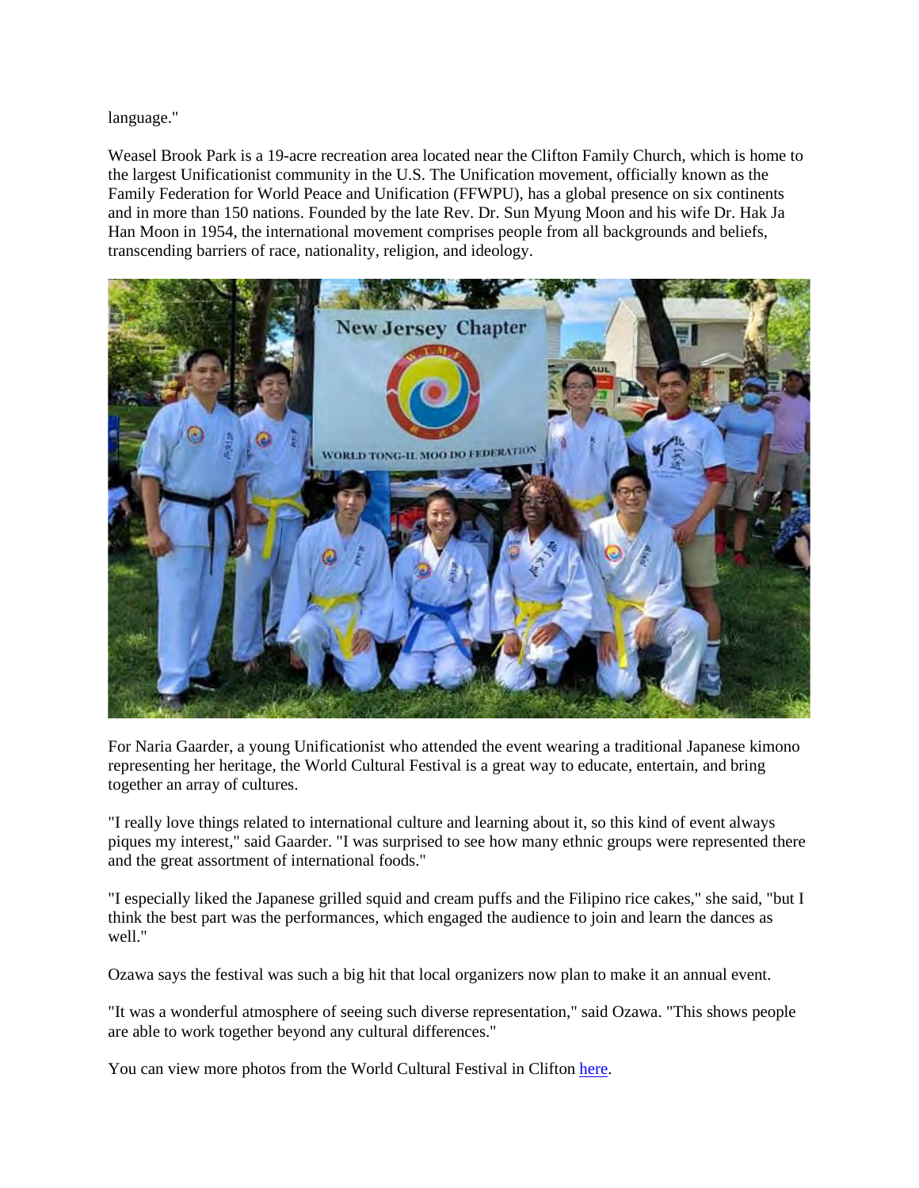language."

Weasel Brook Park is a 19-acre recreation area located near the Clifton Family Church, which is home to the largest Unificationist community in the U.S. The Unification movement, officially known as the Family Federation for World Peace and Unification (FFWPU), has a global presence on six continents and in more than 150 nations. Founded by the late Rev. Dr. Sun Myung Moon and his wife Dr. Hak Ja Han Moon in 1954, the international movement comprises people from all backgrounds and beliefs, transcending barriers of race, nationality, religion, and ideology.

For Naria Gaarder, a young Unificationist who attended the event wearing a traditional Japanese kimono representing her heritage, the World Cultural Festival is a great way to educate, entertain, and bring together an array of cultures.

"I really love things related to international culture and learning about it, so this kind of event always piques my interest," said Gaarder. "I was surprised to see how many ethnic groups were represented there and the great assortment of international foods."

"I especially liked the Japanese grilled squid and cream puffs and the Filipino rice cakes," she said, "but I think the best part was the performances, which engaged the audience to join and learn the dances as well."

Ozawa says the festival was such a big hit that local organizers now plan to make it an annual event.

"It was a wonderful atmosphere of seeing such diverse representation," said Ozawa. "This shows people are able to work together beyond any cultural differences."

You can view more photos from the World Cultural Festival in Clifton [here](#).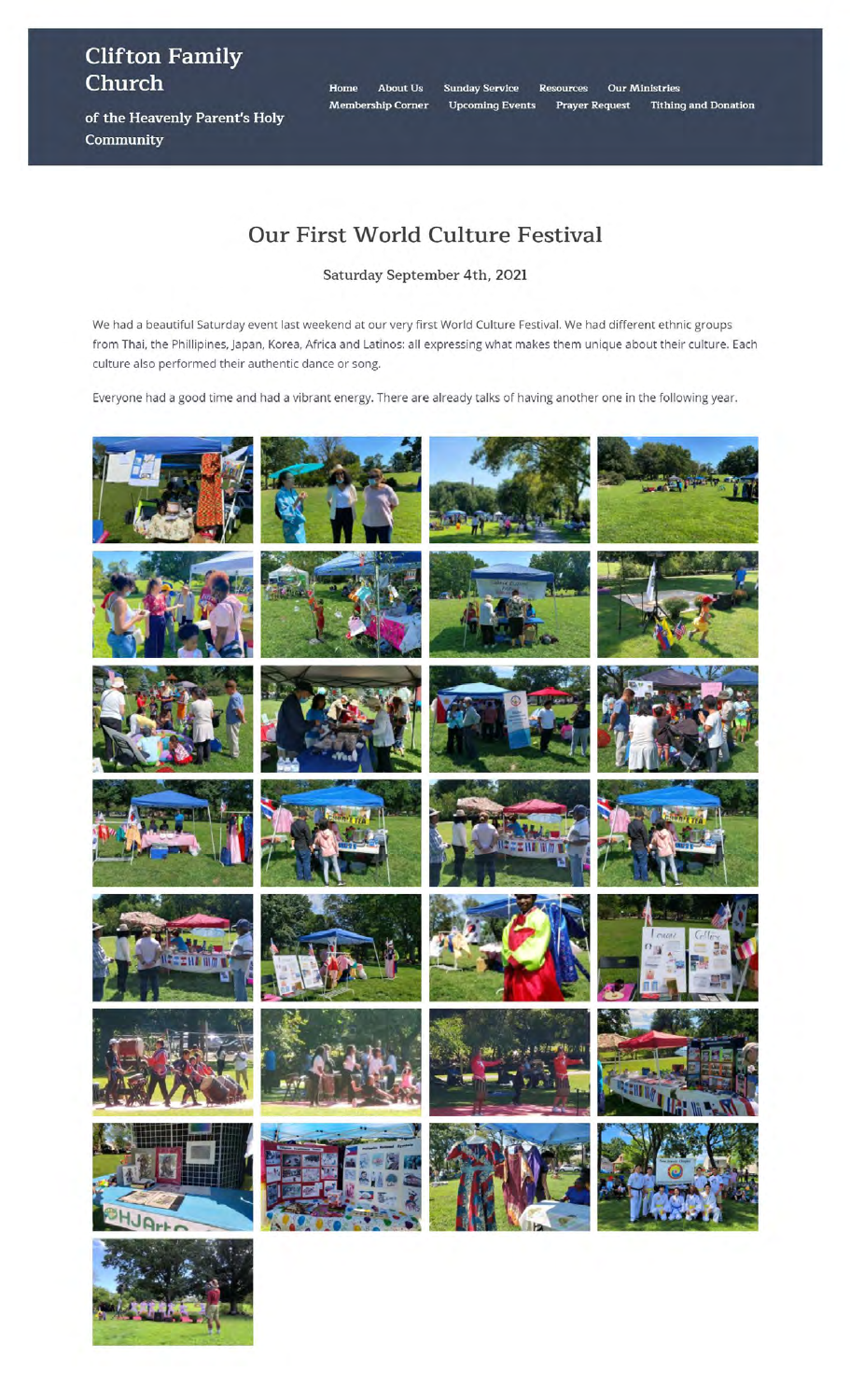**Clifton Family Church**

**of the Heavenly Parent's Holy Community**

Home About Us Sunday Service Resources Our Ministries Membership Corner Upcoming Events Prayer Request Tithing and Donation

## Our First World Culture Festival

Saturday September 4th, 2021

We had a beautiful Saturday event last weekend at our very first World Culture Festival. We had different ethnic groups from Thai, the Phillipines, Japan, Korea, Africa and Latinos: all expressing what makes them unique about their culture. Each culture also performed their authentic dance or song.

Everyone had a good time and had a vibrant energy. There are already talks of having another one in the following year.